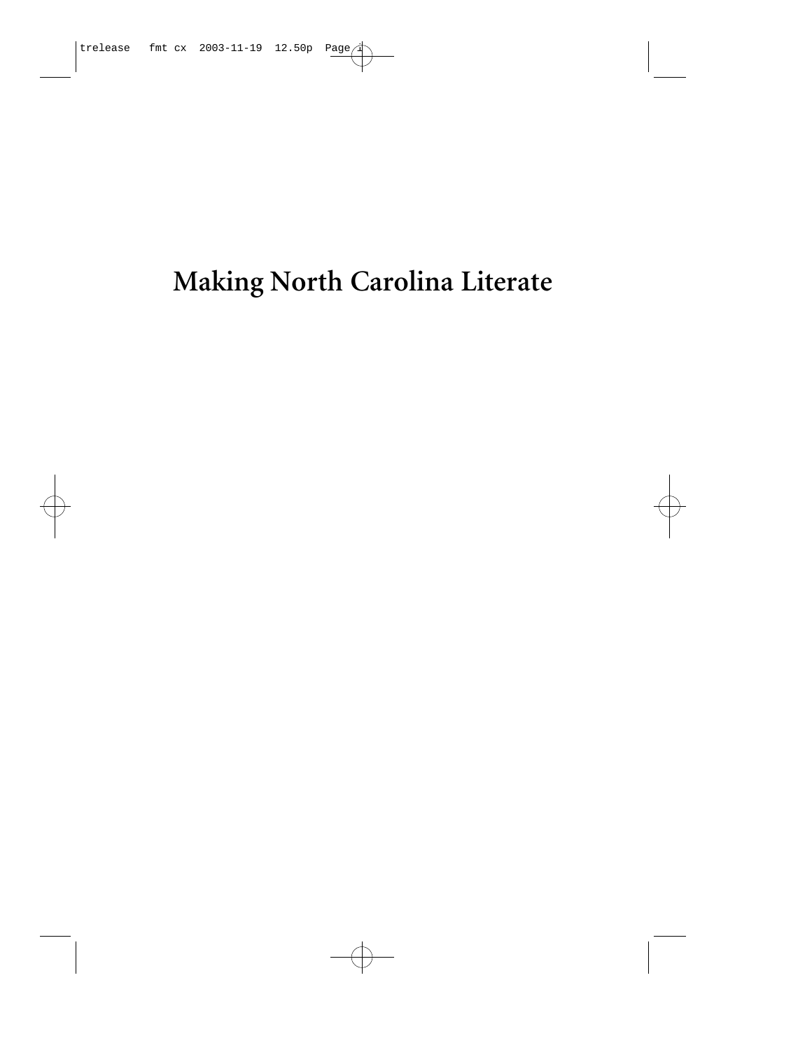# Making North Carolina Literate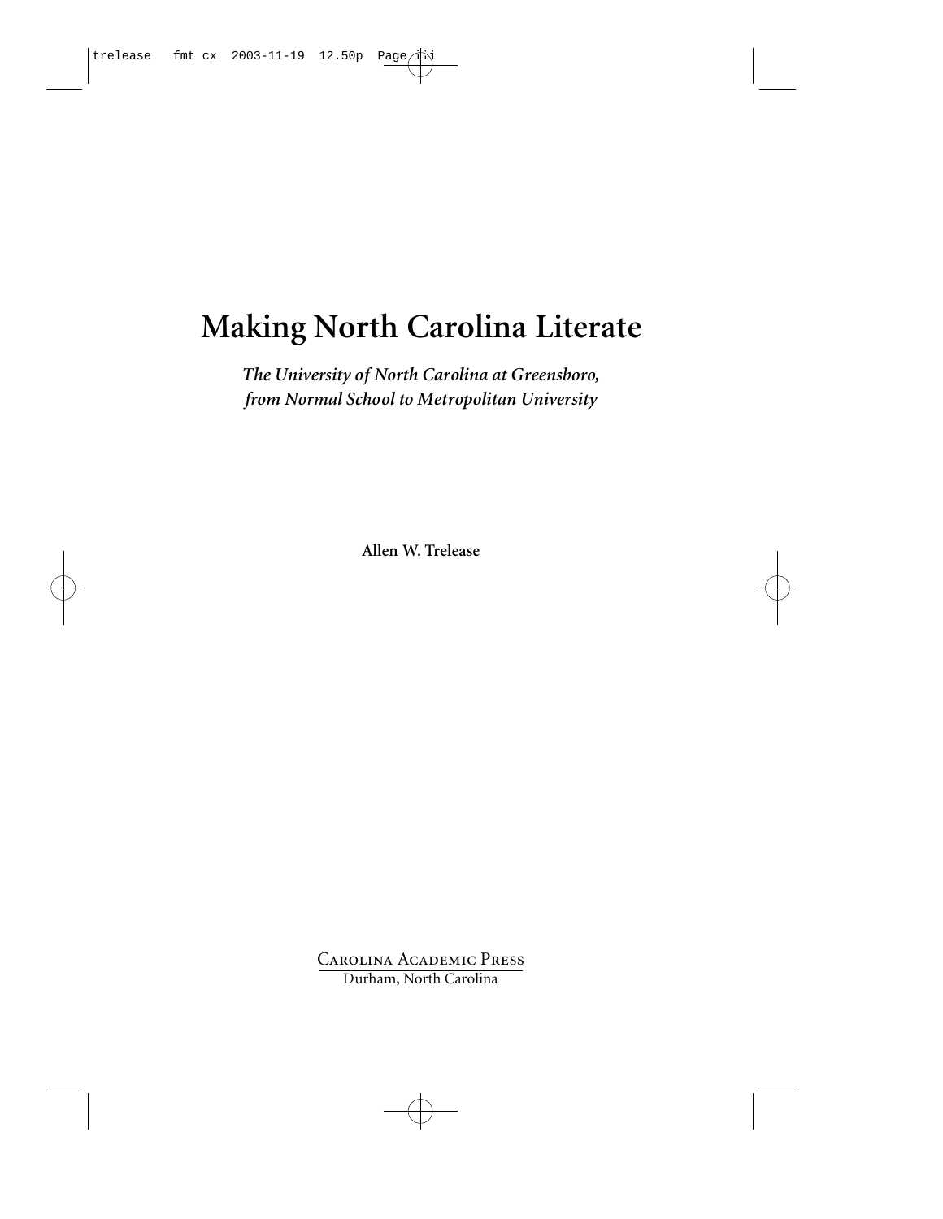# Making North Carolina Literate

*The University of North Carolina at Greensboro, from Normal School to Metropolitan University*

**Allen W. Trelease**

Carolina Academic Press

Durham, North Carolina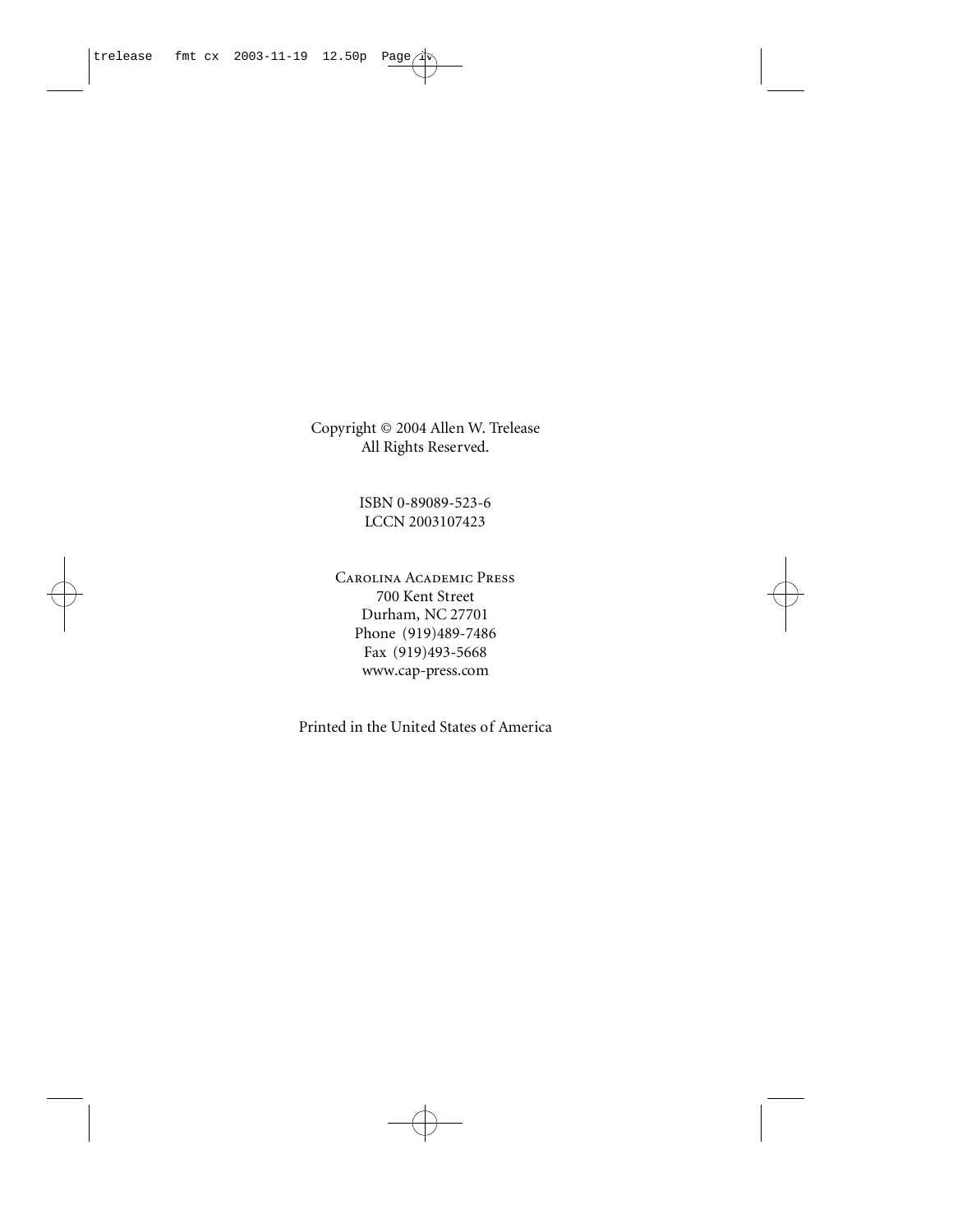Copyright © 2004 Allen W. Trelease
All Rights Reserved.

ISBN 0-89089-523-6
LCCN 2003107423

Carolina Academic Press
700 Kent Street
Durham, NC 27701
Phone (919)489-7486
Fax (919)493-5668
www.cap-press.com

Printed in the United States of America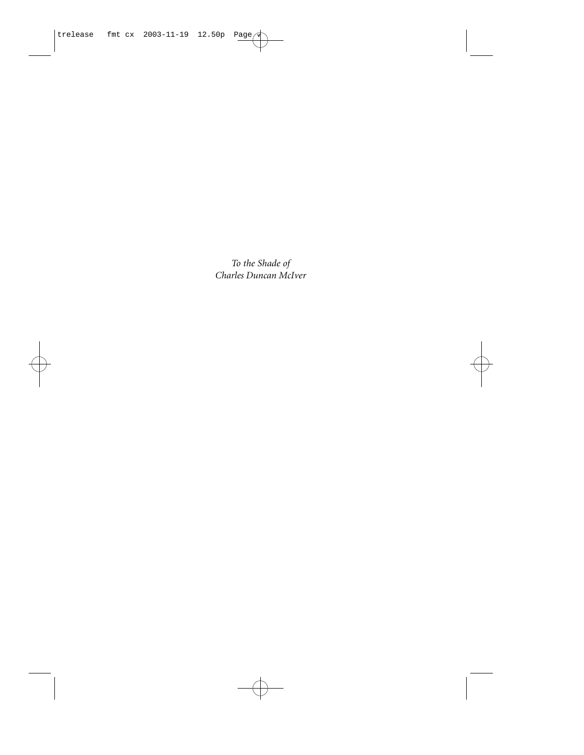*To the Shade of*
*Charles Duncan McIver*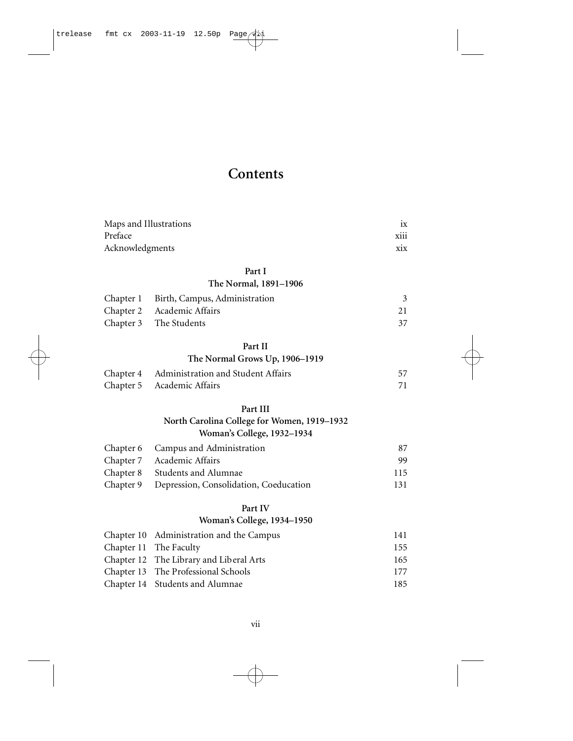# Contents

| | |
|---|---|
| Maps and Illustrations | ix |
| Preface | xiii |
| Acknowledgments | xix |

## Part I
### The Normal, 1891–1906

| | | |
|---|---|---|
| Chapter 1 | Birth, Campus, Administration | 3 |
| Chapter 2 | Academic Affairs | 21 |
| Chapter 3 | The Students | 37 |

## Part II
### The Normal Grows Up, 1906–1919

| | | |
|---|---|---|
| Chapter 4 | Administration and Student Affairs | 57 |
| Chapter 5 | Academic Affairs | 71 |

## Part III
### North Carolina College for Women, 1919–1932
### Woman's College, 1932–1934

| | | |
|---|---|---|
| Chapter 6 | Campus and Administration | 87 |
| Chapter 7 | Academic Affairs | 99 |
| Chapter 8 | Students and Alumnae | 115 |
| Chapter 9 | Depression, Consolidation, Coeducation | 131 |

## Part IV
### Woman's College, 1934–1950

| | | |
|---|---|---|
| Chapter 10 | Administration and the Campus | 141 |
| Chapter 11 | The Faculty | 155 |
| Chapter 12 | The Library and Liberal Arts | 165 |
| Chapter 13 | The Professional Schools | 177 |
| Chapter 14 | Students and Alumnae | 185 |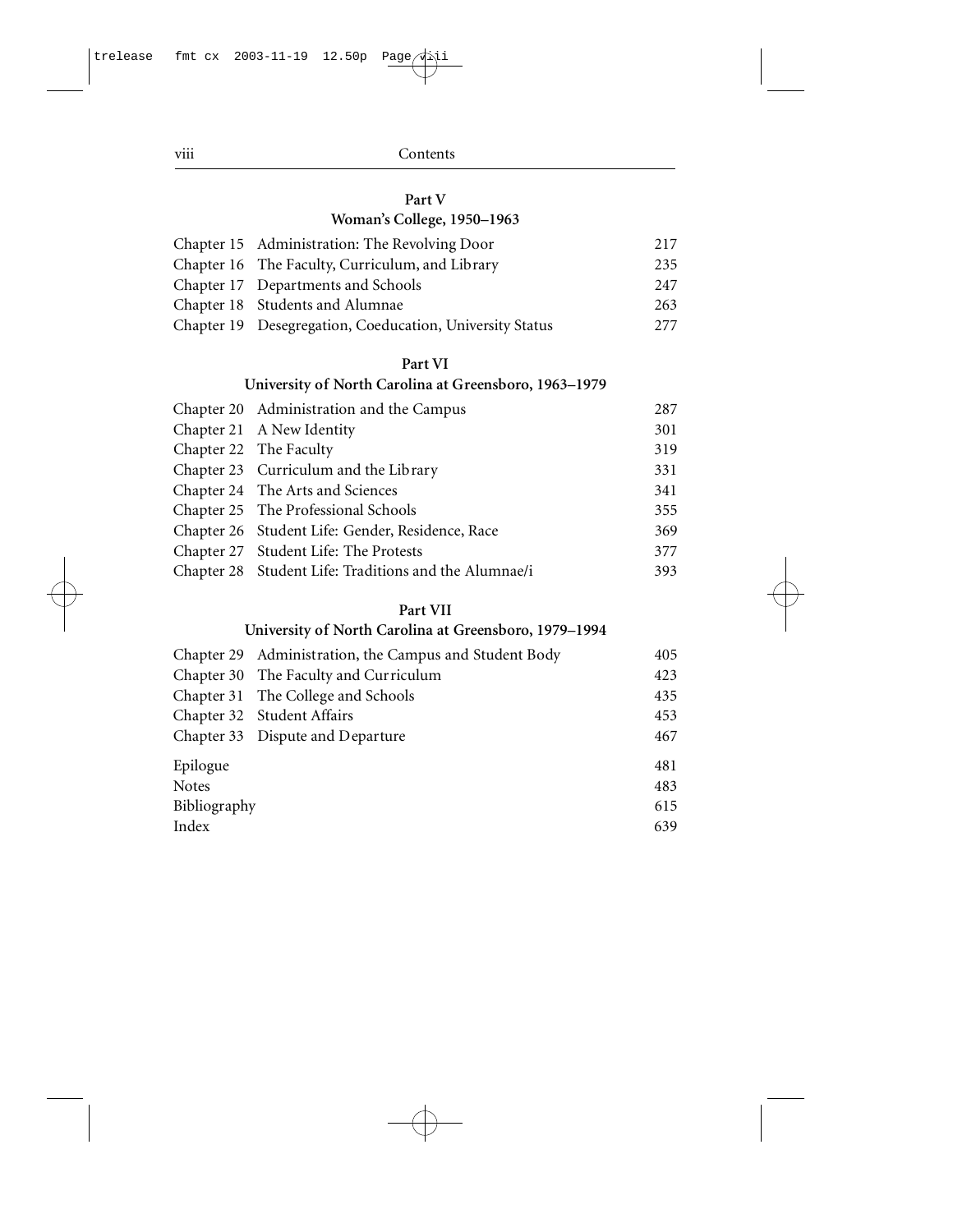## Part V
### Woman's College, 1950–1963

| | | |
|---|---|---|
| Chapter 15 | Administration: The Revolving Door | 217 |
| Chapter 16 | The Faculty, Curriculum, and Library | 235 |
| Chapter 17 | Departments and Schools | 247 |
| Chapter 18 | Students and Alumnae | 263 |
| Chapter 19 | Desegregation, Coeducation, University Status | 277 |

## Part VI
### University of North Carolina at Greensboro, 1963–1979

| | | |
|---|---|---|
| Chapter 20 | Administration and the Campus | 287 |
| Chapter 21 | A New Identity | 301 |
| Chapter 22 | The Faculty | 319 |
| Chapter 23 | Curriculum and the Library | 331 |
| Chapter 24 | The Arts and Sciences | 341 |
| Chapter 25 | The Professional Schools | 355 |
| Chapter 26 | Student Life: Gender, Residence, Race | 369 |
| Chapter 27 | Student Life: The Protests | 377 |
| Chapter 28 | Student Life: Traditions and the Alumnae/i | 393 |

## Part VII
### University of North Carolina at Greensboro, 1979–1994

| | | |
|---|---|---|
| Chapter 29 | Administration, the Campus and Student Body | 405 |
| Chapter 30 | The Faculty and Curriculum | 423 |
| Chapter 31 | The College and Schools | 435 |
| Chapter 32 | Student Affairs | 453 |
| Chapter 33 | Dispute and Departure | 467 |

| | |
|---|---|
| Epilogue | 481 |
| Notes | 483 |
| Bibliography | 615 |
| Index | 639 |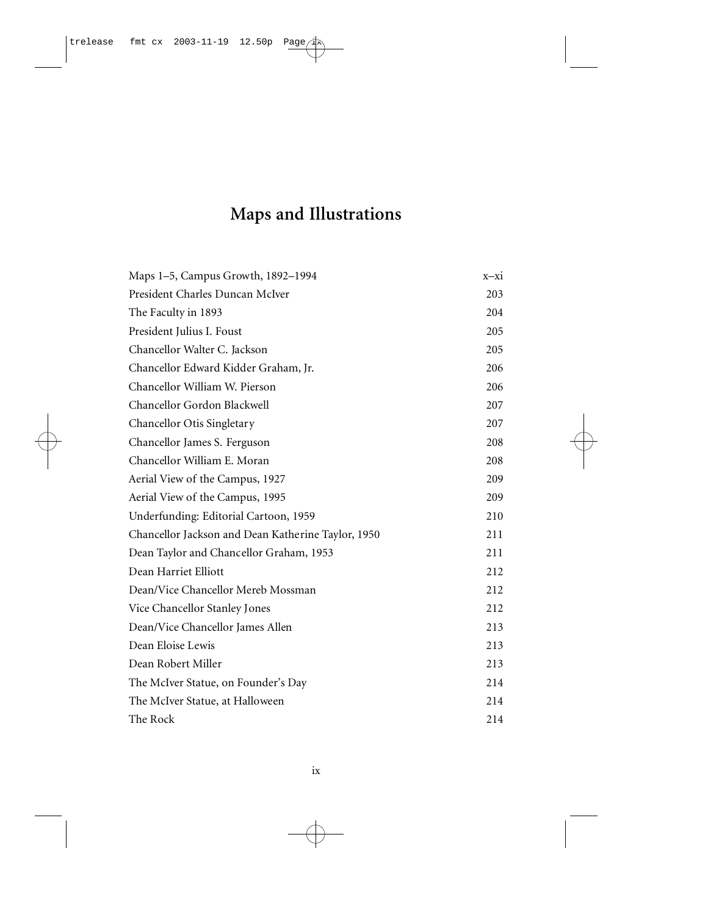# Maps and Illustrations

| | |
|---|---|
| Maps 1–5, Campus Growth, 1892–1994 | x–xi |
| President Charles Duncan McIver | 203 |
| The Faculty in 1893 | 204 |
| President Julius I. Foust | 205 |
| Chancellor Walter C. Jackson | 205 |
| Chancellor Edward Kidder Graham, Jr. | 206 |
| Chancellor William W. Pierson | 206 |
| Chancellor Gordon Blackwell | 207 |
| Chancellor Otis Singletary | 207 |
| Chancellor James S. Ferguson | 208 |
| Chancellor William E. Moran | 208 |
| Aerial View of the Campus, 1927 | 209 |
| Aerial View of the Campus, 1995 | 209 |
| Underfunding: Editorial Cartoon, 1959 | 210 |
| Chancellor Jackson and Dean Katherine Taylor, 1950 | 211 |
| Dean Taylor and Chancellor Graham, 1953 | 211 |
| Dean Harriet Elliott | 212 |
| Dean/Vice Chancellor Mereb Mossman | 212 |
| Vice Chancellor Stanley Jones | 212 |
| Dean/Vice Chancellor James Allen | 213 |
| Dean Eloise Lewis | 213 |
| Dean Robert Miller | 213 |
| The McIver Statue, on Founder's Day | 214 |
| The McIver Statue, at Halloween | 214 |
| The Rock | 214 |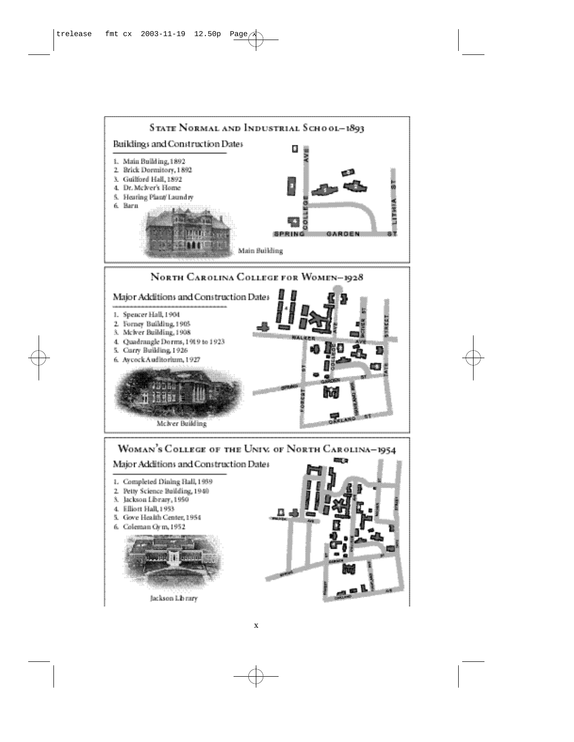## State Normal and Industrial School–1893

Buildings and Construction Dates

1. Main Building, 1892
2. Brick Dormitory, 1892
3. Guilford Hall, 1892
4. Dr. McIver's Home
5. Heating Plant/Laundry
6. Barn

Main Building

## North Carolina College for Women–1928

Major Additions and Construction Dates

1. Spencer Hall, 1904
2. Forney Building, 1905
3. McIver Building, 1908
4. Quadrangle Dorms, 1919 to 1923
5. Curry Building, 1926
6. Aycock Auditorium, 1927

McIver Building

## Woman's College of the Univ. of North Carolina–1954

Major Additions and Construction Dates

1. Completed Dining Hall, 1939
2. Petty Science Building, 1940
3. Jackson Library, 1950
4. Elliott Hall, 1953
5. Gove Health Center, 1954
6. Coleman Gym, 1952

Jackson Library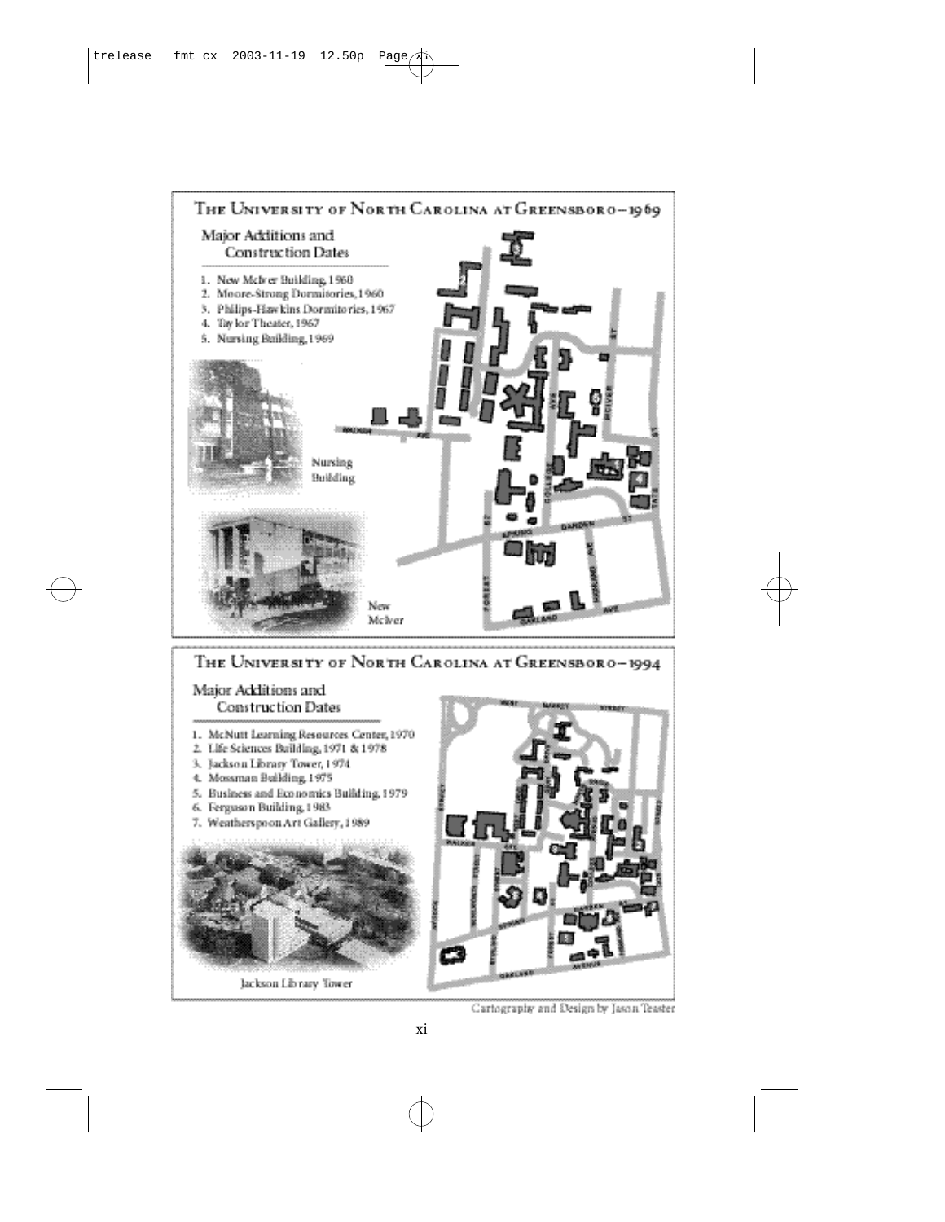## The University of North Carolina at Greensboro—1969

### Major Additions and Construction Dates

1. New McIver Building, 1960
2. Moore-Strong Dormitories, 1960
3. Philips-Hawkins Dormitories, 1967
4. Taylor Theater, 1967
5. Nursing Building, 1969

Nursing Building

New McIver

## The University of North Carolina at Greensboro—1994

### Major Additions and Construction Dates

1. McNutt Learning Resources Center, 1970
2. Life Sciences Building, 1971 & 1978
3. Jackson Library Tower, 1974
4. Mossman Building, 1975
5. Business and Economics Building, 1979
6. Ferguson Building, 1983
7. Weatherspoon Art Gallery, 1989

Jackson Library Tower

Cartography and Design by Jason Teaster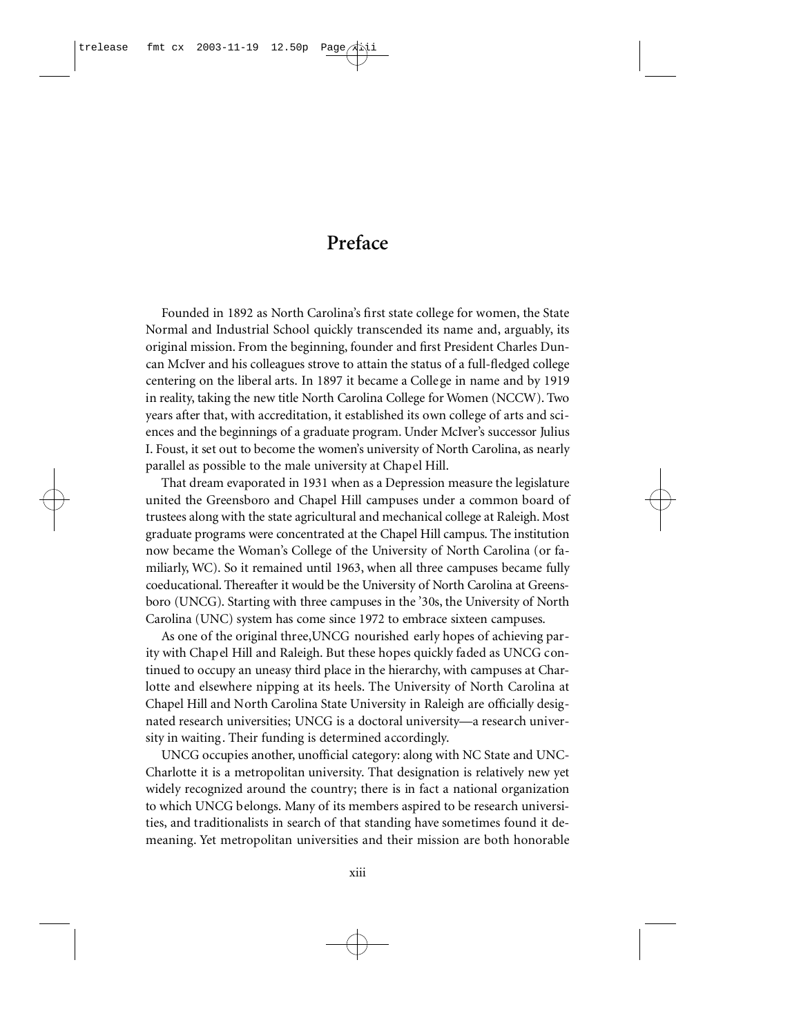# Preface

Founded in 1892 as North Carolina's first state college for women, the State Normal and Industrial School quickly transcended its name and, arguably, its original mission. From the beginning, founder and first President Charles Duncan McIver and his colleagues strove to attain the status of a full-fledged college centering on the liberal arts. In 1897 it became a College in name and by 1919 in reality, taking the new title North Carolina College for Women (NCCW). Two years after that, with accreditation, it established its own college of arts and sciences and the beginnings of a graduate program. Under McIver's successor Julius I. Foust, it set out to become the women's university of North Carolina, as nearly parallel as possible to the male university at Chapel Hill.

That dream evaporated in 1931 when as a Depression measure the legislature united the Greensboro and Chapel Hill campuses under a common board of trustees along with the state agricultural and mechanical college at Raleigh. Most graduate programs were concentrated at the Chapel Hill campus. The institution now became the Woman's College of the University of North Carolina (or familiarly, WC). So it remained until 1963, when all three campuses became fully coeducational. Thereafter it would be the University of North Carolina at Greensboro (UNCG). Starting with three campuses in the '30s, the University of North Carolina (UNC) system has come since 1972 to embrace sixteen campuses.

As one of the original three, UNCG nourished early hopes of achieving parity with Chapel Hill and Raleigh. But these hopes quickly faded as UNCG continued to occupy an uneasy third place in the hierarchy, with campuses at Charlotte and elsewhere nipping at its heels. The University of North Carolina at Chapel Hill and North Carolina State University in Raleigh are officially designated research universities; UNCG is a doctoral university—a research university in waiting. Their funding is determined accordingly.

UNCG occupies another, unofficial category: along with NC State and UNC-Charlotte it is a metropolitan university. That designation is relatively new yet widely recognized around the country; there is in fact a national organization to which UNCG belongs. Many of its members aspired to be research universities, and traditionalists in search of that standing have sometimes found it demeaning. Yet metropolitan universities and their mission are both honorable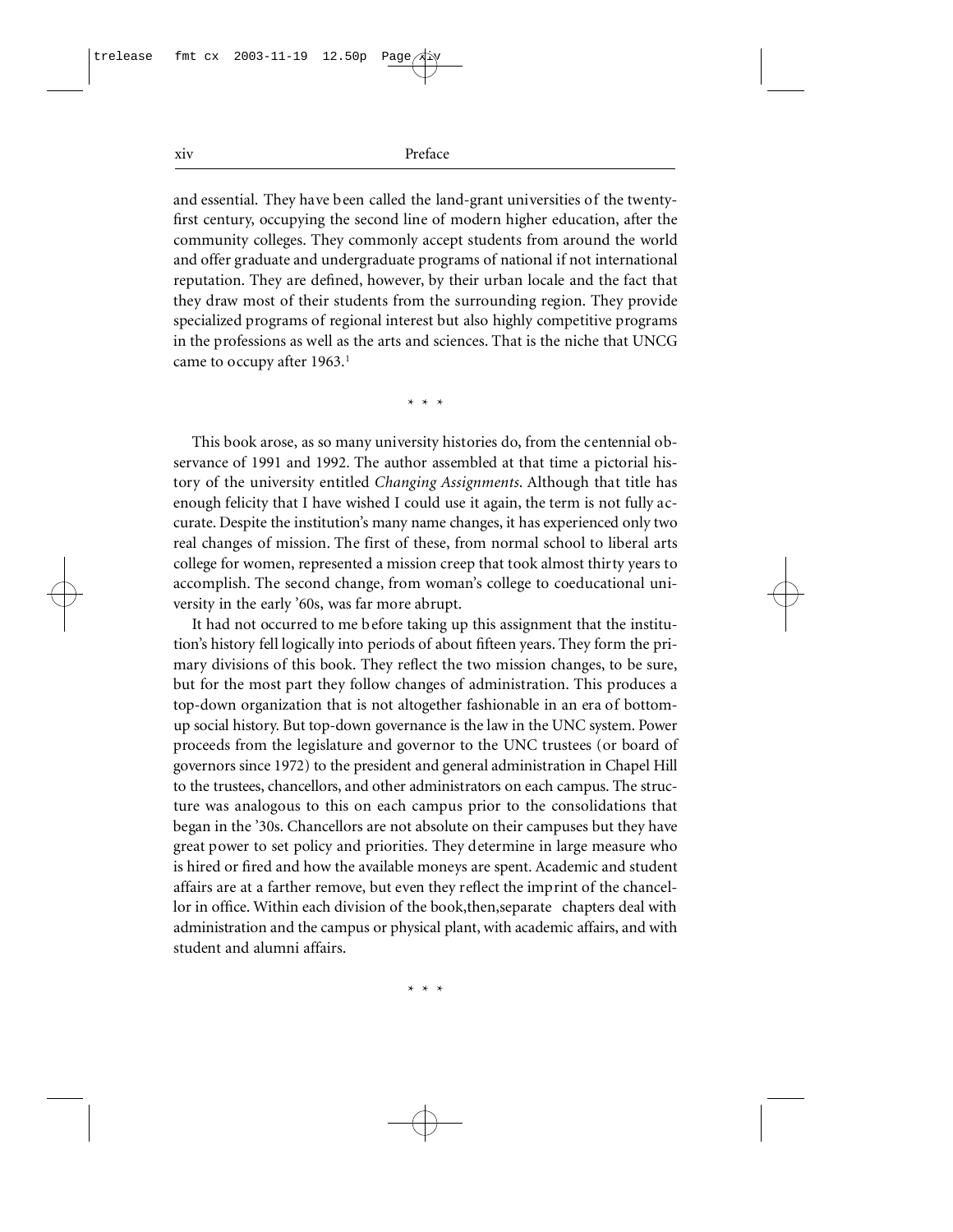and essential. They have been called the land-grant universities of the twenty-first century, occupying the second line of modern higher education, after the community colleges. They commonly accept students from around the world and offer graduate and undergraduate programs of national if not international reputation. They are defined, however, by their urban locale and the fact that they draw most of their students from the surrounding region. They provide specialized programs of regional interest but also highly competitive programs in the professions as well as the arts and sciences. That is the niche that UNCG came to occupy after 1963.[1]

\* \* \*

This book arose, as so many university histories do, from the centennial observance of 1991 and 1992. The author assembled at that time a pictorial history of the university entitled *Changing Assignments*. Although that title has enough felicity that I have wished I could use it again, the term is not fully accurate. Despite the institution's many name changes, it has experienced only two real changes of mission. The first of these, from normal school to liberal arts college for women, represented a mission creep that took almost thirty years to accomplish. The second change, from woman's college to coeducational university in the early '60s, was far more abrupt.

It had not occurred to me before taking up this assignment that the institution's history fell logically into periods of about fifteen years. They form the primary divisions of this book. They reflect the two mission changes, to be sure, but for the most part they follow changes of administration. This produces a top-down organization that is not altogether fashionable in an era of bottom-up social history. But top-down governance is the law in the UNC system. Power proceeds from the legislature and governor to the UNC trustees (or board of governors since 1972) to the president and general administration in Chapel Hill to the trustees, chancellors, and other administrators on each campus. The structure was analogous to this on each campus prior to the consolidations that began in the '30s. Chancellors are not absolute on their campuses but they have great power to set policy and priorities. They determine in large measure who is hired or fired and how the available moneys are spent. Academic and student affairs are at a farther remove, but even they reflect the imprint of the chancellor in office. Within each division of the book, then, separate chapters deal with administration and the campus or physical plant, with academic affairs, and with student and alumni affairs.

\* \* \*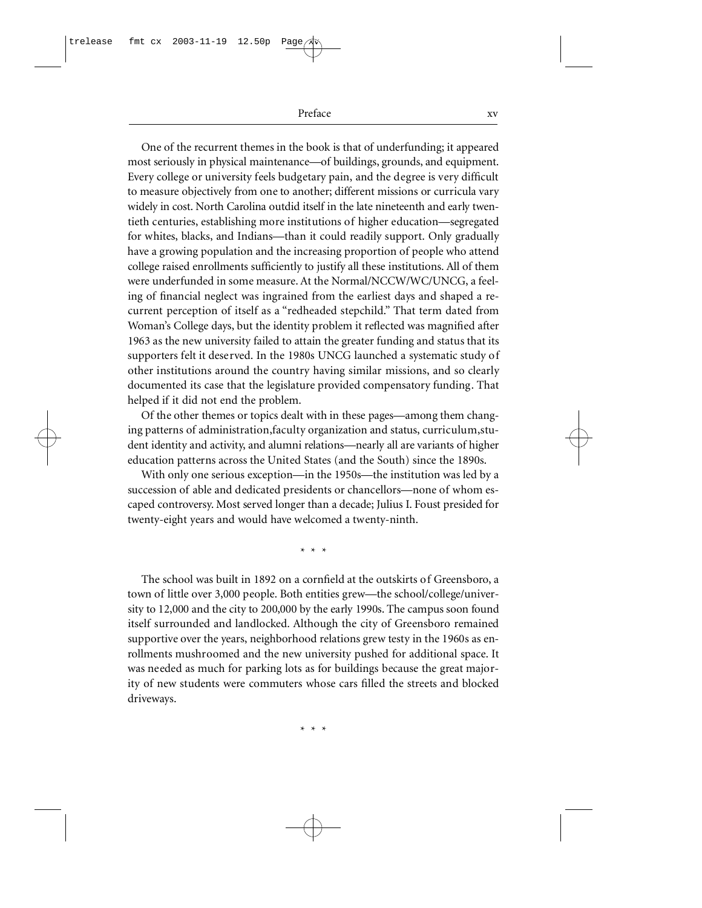One of the recurrent themes in the book is that of underfunding; it appeared most seriously in physical maintenance—of buildings, grounds, and equipment. Every college or university feels budgetary pain, and the degree is very difficult to measure objectively from one to another; different missions or curricula vary widely in cost. North Carolina outdid itself in the late nineteenth and early twentieth centuries, establishing more institutions of higher education—segregated for whites, blacks, and Indians—than it could readily support. Only gradually have a growing population and the increasing proportion of people who attend college raised enrollments sufficiently to justify all these institutions. All of them were underfunded in some measure. At the Normal/NCCW/WC/UNCG, a feeling of financial neglect was ingrained from the earliest days and shaped a recurrent perception of itself as a "redheaded stepchild." That term dated from Woman's College days, but the identity problem it reflected was magnified after 1963 as the new university failed to attain the greater funding and status that its supporters felt it deserved. In the 1980s UNCG launched a systematic study of other institutions around the country having similar missions, and so clearly documented its case that the legislature provided compensatory funding. That helped if it did not end the problem.

Of the other themes or topics dealt with in these pages—among them changing patterns of administration,faculty organization and status, curriculum,student identity and activity, and alumni relations—nearly all are variants of higher education patterns across the United States (and the South) since the 1890s.

With only one serious exception—in the 1950s—the institution was led by a succession of able and dedicated presidents or chancellors—none of whom escaped controversy. Most served longer than a decade; Julius I. Foust presided for twenty-eight years and would have welcomed a twenty-ninth.

\* \* \*

The school was built in 1892 on a cornfield at the outskirts of Greensboro, a town of little over 3,000 people. Both entities grew—the school/college/university to 12,000 and the city to 200,000 by the early 1990s. The campus soon found itself surrounded and landlocked. Although the city of Greensboro remained supportive over the years, neighborhood relations grew testy in the 1960s as enrollments mushroomed and the new university pushed for additional space. It was needed as much for parking lots as for buildings because the great majority of new students were commuters whose cars filled the streets and blocked driveways.

\* \* \*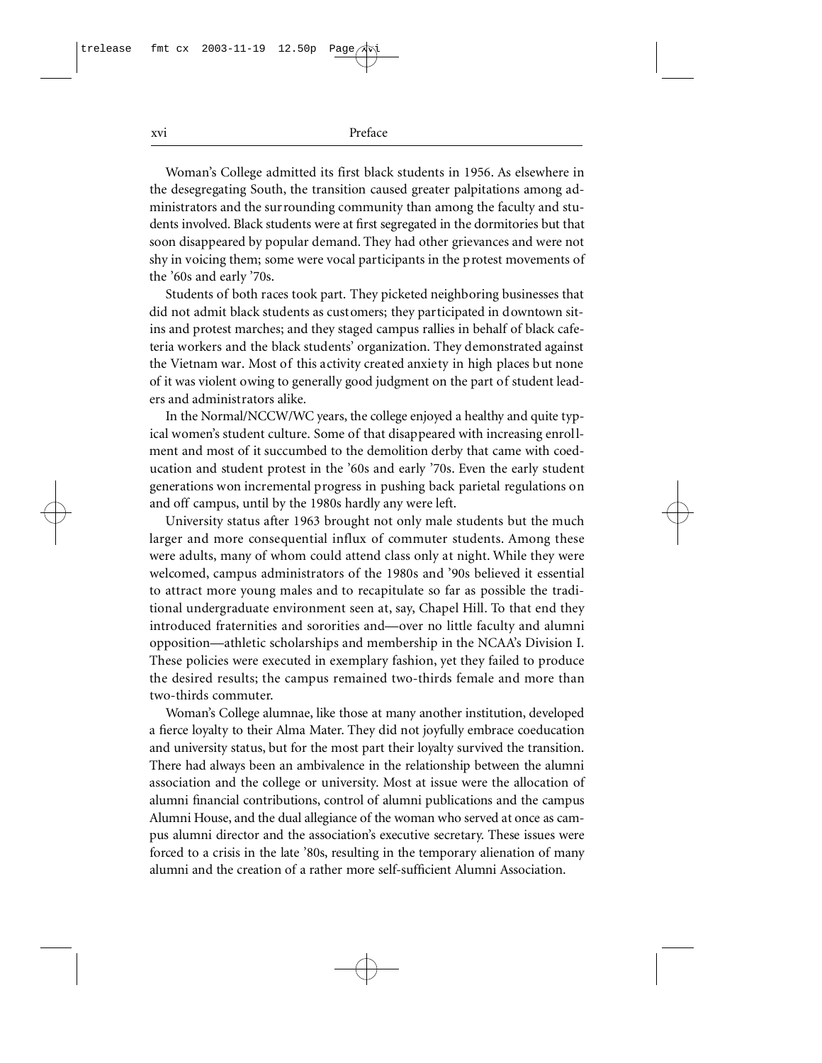Woman's College admitted its first black students in 1956. As elsewhere in the desegregating South, the transition caused greater palpitations among administrators and the surrounding community than among the faculty and students involved. Black students were at first segregated in the dormitories but that soon disappeared by popular demand. They had other grievances and were not shy in voicing them; some were vocal participants in the protest movements of the '60s and early '70s.

Students of both races took part. They picketed neighboring businesses that did not admit black students as customers; they participated in downtown sit-ins and protest marches; and they staged campus rallies in behalf of black cafeteria workers and the black students' organization. They demonstrated against the Vietnam war. Most of this activity created anxiety in high places but none of it was violent owing to generally good judgment on the part of student leaders and administrators alike.

In the Normal/NCCW/WC years, the college enjoyed a healthy and quite typical women's student culture. Some of that disappeared with increasing enrollment and most of it succumbed to the demolition derby that came with coeducation and student protest in the '60s and early '70s. Even the early student generations won incremental progress in pushing back parietal regulations on and off campus, until by the 1980s hardly any were left.

University status after 1963 brought not only male students but the much larger and more consequential influx of commuter students. Among these were adults, many of whom could attend class only at night. While they were welcomed, campus administrators of the 1980s and '90s believed it essential to attract more young males and to recapitulate so far as possible the traditional undergraduate environment seen at, say, Chapel Hill. To that end they introduced fraternities and sororities and—over no little faculty and alumni opposition—athletic scholarships and membership in the NCAA's Division I. These policies were executed in exemplary fashion, yet they failed to produce the desired results; the campus remained two-thirds female and more than two-thirds commuter.

Woman's College alumnae, like those at many another institution, developed a fierce loyalty to their Alma Mater. They did not joyfully embrace coeducation and university status, but for the most part their loyalty survived the transition. There had always been an ambivalence in the relationship between the alumni association and the college or university. Most at issue were the allocation of alumni financial contributions, control of alumni publications and the campus Alumni House, and the dual allegiance of the woman who served at once as campus alumni director and the association's executive secretary. These issues were forced to a crisis in the late '80s, resulting in the temporary alienation of many alumni and the creation of a rather more self-sufficient Alumni Association.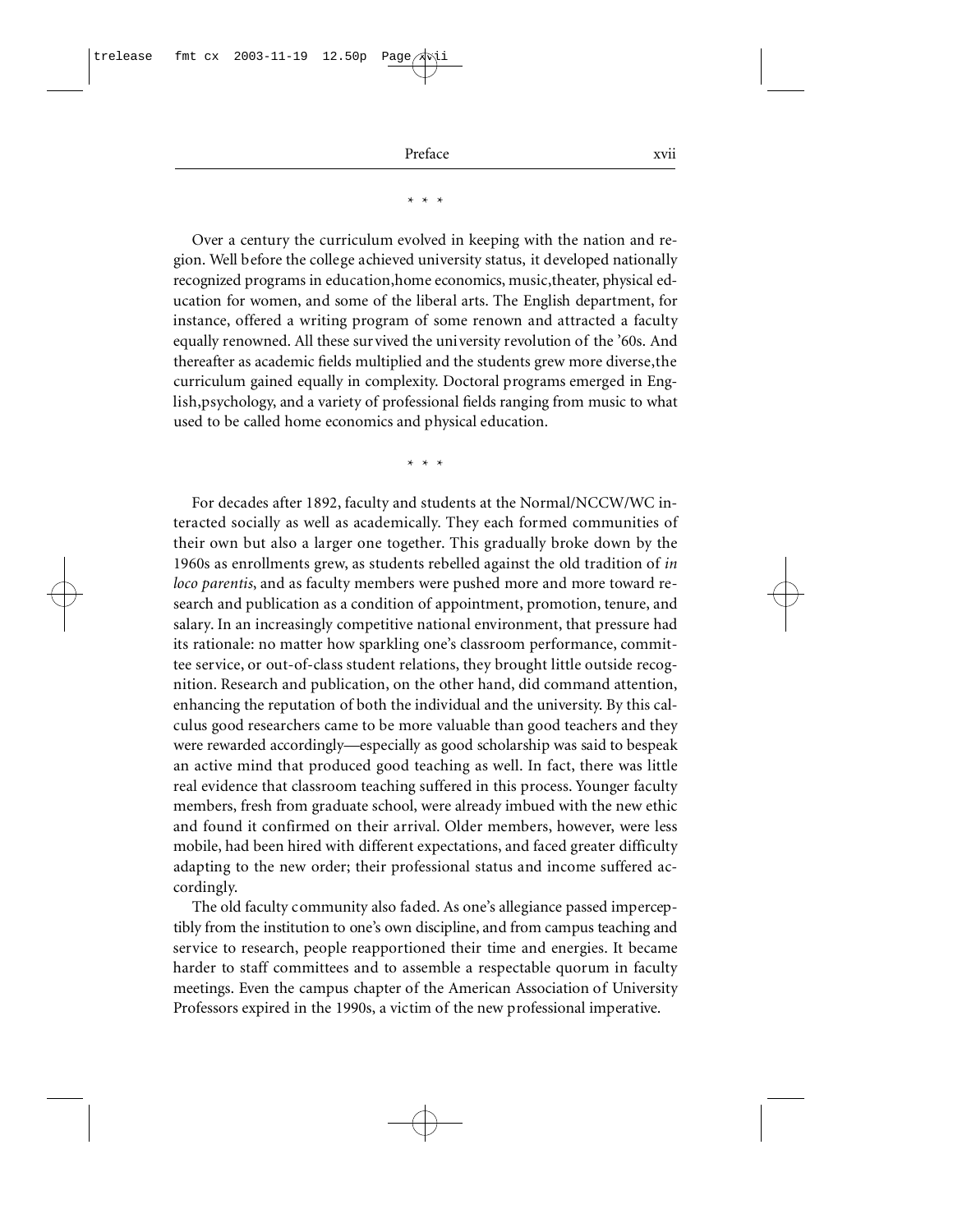* * *

Over a century the curriculum evolved in keeping with the nation and region. Well before the college achieved university status, it developed nationally recognized programs in education, home economics, music, theater, physical education for women, and some of the liberal arts. The English department, for instance, offered a writing program of some renown and attracted a faculty equally renowned. All these survived the university revolution of the '60s. And thereafter as academic fields multiplied and the students grew more diverse, the curriculum gained equally in complexity. Doctoral programs emerged in English, psychology, and a variety of professional fields ranging from music to what used to be called home economics and physical education.

* * *

For decades after 1892, faculty and students at the Normal/NCCW/WC interacted socially as well as academically. They each formed communities of their own but also a larger one together. This gradually broke down by the 1960s as enrollments grew, as students rebelled against the old tradition of *in loco parentis*, and as faculty members were pushed more and more toward research and publication as a condition of appointment, promotion, tenure, and salary. In an increasingly competitive national environment, that pressure had its rationale: no matter how sparkling one's classroom performance, committee service, or out-of-class student relations, they brought little outside recognition. Research and publication, on the other hand, did command attention, enhancing the reputation of both the individual and the university. By this calculus good researchers came to be more valuable than good teachers and they were rewarded accordingly—especially as good scholarship was said to bespeak an active mind that produced good teaching as well. In fact, there was little real evidence that classroom teaching suffered in this process. Younger faculty members, fresh from graduate school, were already imbued with the new ethic and found it confirmed on their arrival. Older members, however, were less mobile, had been hired with different expectations, and faced greater difficulty adapting to the new order; their professional status and income suffered accordingly.

The old faculty community also faded. As one's allegiance passed imperceptibly from the institution to one's own discipline, and from campus teaching and service to research, people reapportioned their time and energies. It became harder to staff committees and to assemble a respectable quorum in faculty meetings. Even the campus chapter of the American Association of University Professors expired in the 1990s, a victim of the new professional imperative.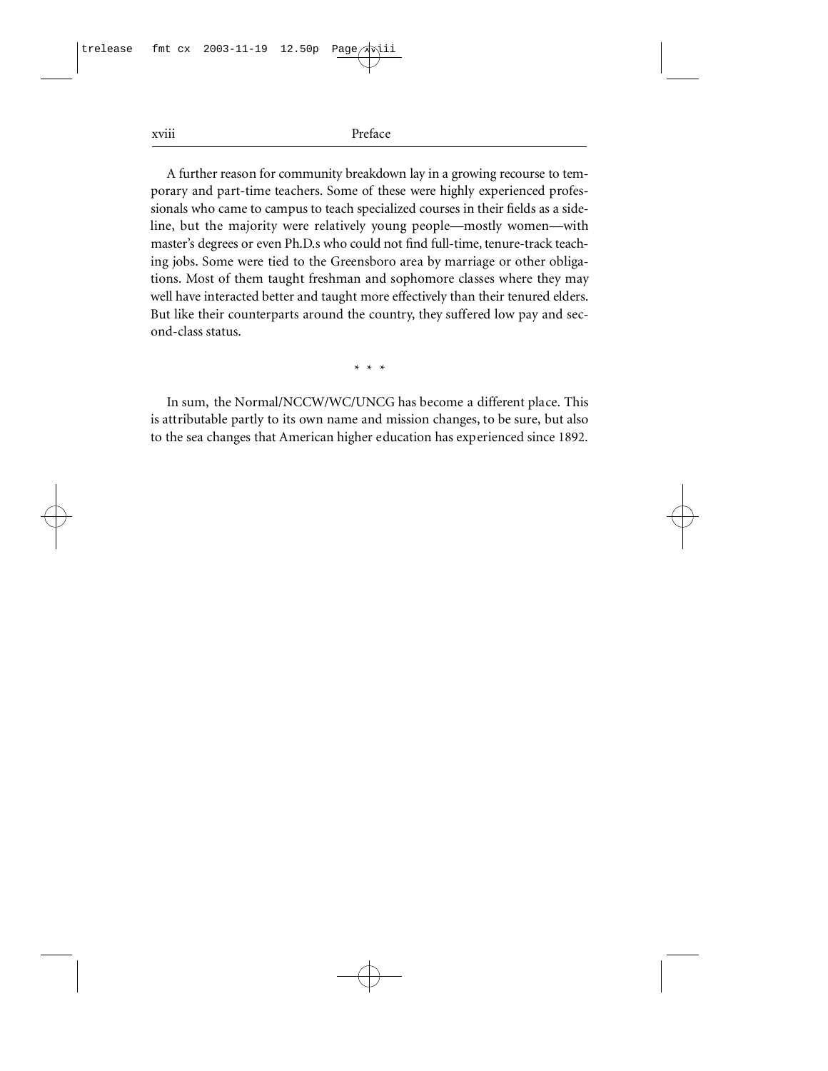A further reason for community breakdown lay in a growing recourse to temporary and part-time teachers. Some of these were highly experienced professionals who came to campus to teach specialized courses in their fields as a sideline, but the majority were relatively young people—mostly women—with master's degrees or even Ph.D.s who could not find full-time, tenure-track teaching jobs. Some were tied to the Greensboro area by marriage or other obligations. Most of them taught freshman and sophomore classes where they may well have interacted better and taught more effectively than their tenured elders. But like their counterparts around the country, they suffered low pay and second-class status.

\* \* \*

In sum, the Normal/NCCW/WC/UNCG has become a different place. This is attributable partly to its own name and mission changes, to be sure, but also to the sea changes that American higher education has experienced since 1892.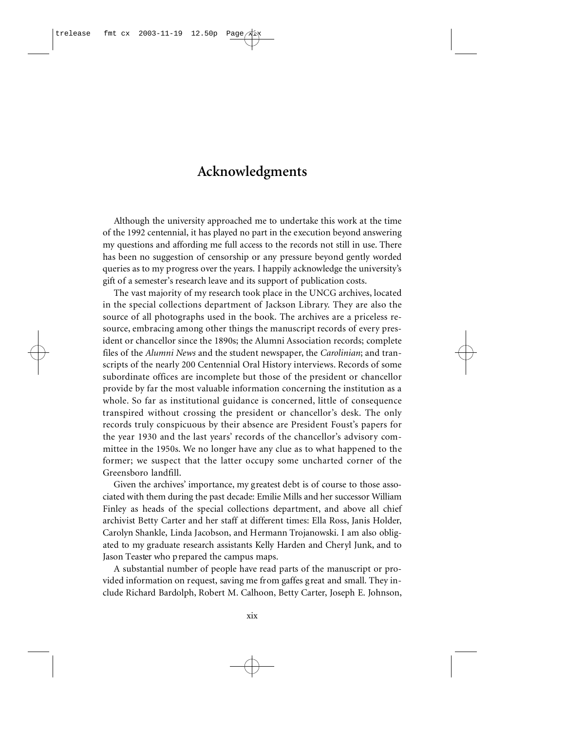# Acknowledgments

Although the university approached me to undertake this work at the time of the 1992 centennial, it has played no part in the execution beyond answering my questions and affording me full access to the records not still in use. There has been no suggestion of censorship or any pressure beyond gently worded queries as to my progress over the years. I happily acknowledge the university's gift of a semester's research leave and its support of publication costs.

The vast majority of my research took place in the UNCG archives, located in the special collections department of Jackson Library. They are also the source of all photographs used in the book. The archives are a priceless resource, embracing among other things the manuscript records of every president or chancellor since the 1890s; the Alumni Association records; complete files of the *Alumni News* and the student newspaper, the *Carolinian*; and transcripts of the nearly 200 Centennial Oral History interviews. Records of some subordinate offices are incomplete but those of the president or chancellor provide by far the most valuable information concerning the institution as a whole. So far as institutional guidance is concerned, little of consequence transpired without crossing the president or chancellor's desk. The only records truly conspicuous by their absence are President Foust's papers for the year 1930 and the last years' records of the chancellor's advisory committee in the 1950s. We no longer have any clue as to what happened to the former; we suspect that the latter occupy some uncharted corner of the Greensboro landfill.

Given the archives' importance, my greatest debt is of course to those associated with them during the past decade: Emilie Mills and her successor William Finley as heads of the special collections department, and above all chief archivist Betty Carter and her staff at different times: Ella Ross, Janis Holder, Carolyn Shankle, Linda Jacobson, and Hermann Trojanowski. I am also obligated to my graduate research assistants Kelly Harden and Cheryl Junk, and to Jason Teaster who prepared the campus maps.

A substantial number of people have read parts of the manuscript or provided information on request, saving me from gaffes great and small. They include Richard Bardolph, Robert M. Calhoon, Betty Carter, Joseph E. Johnson,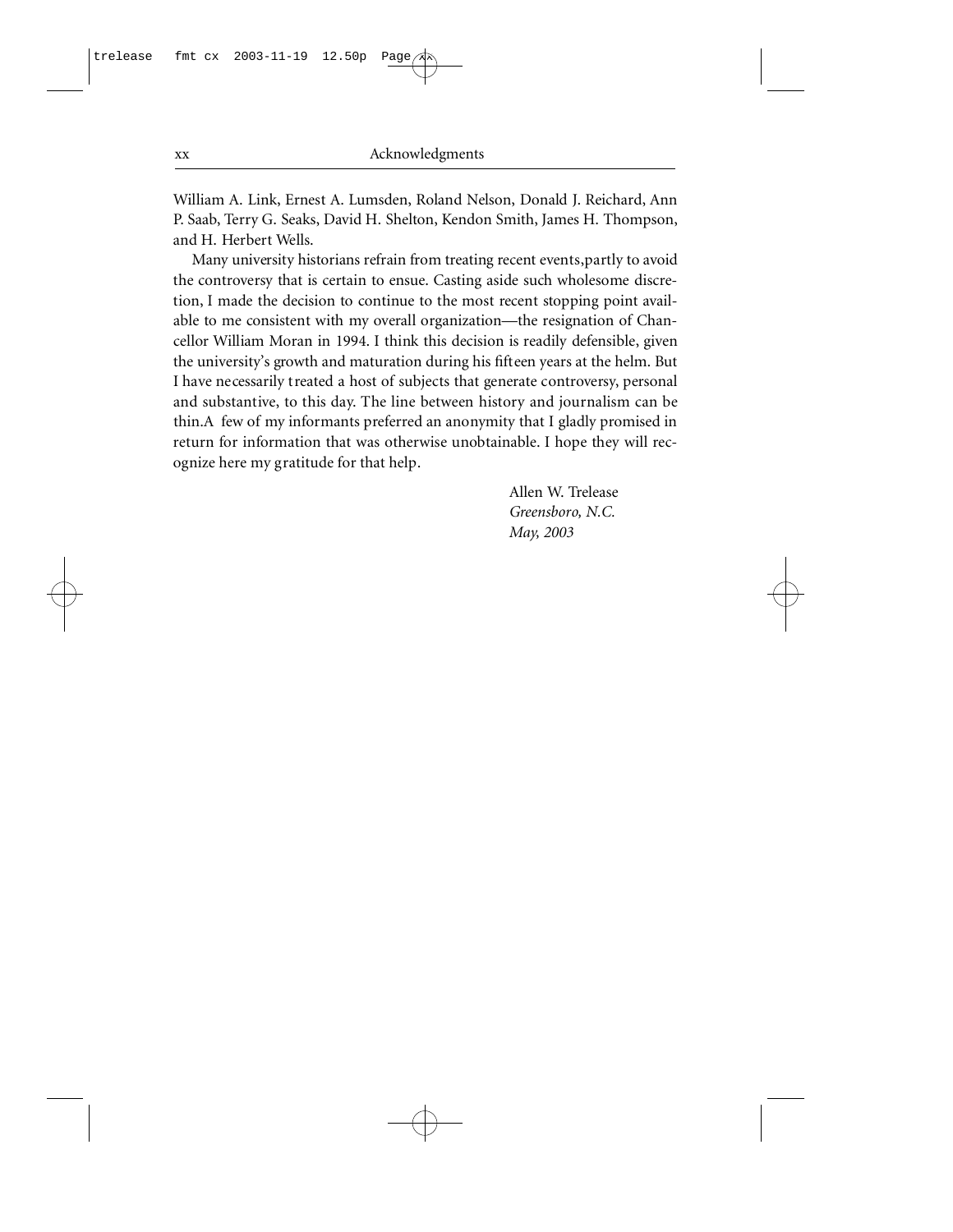William A. Link, Ernest A. Lumsden, Roland Nelson, Donald J. Reichard, Ann P. Saab, Terry G. Seaks, David H. Shelton, Kendon Smith, James H. Thompson, and H. Herbert Wells.

Many university historians refrain from treating recent events, partly to avoid the controversy that is certain to ensue. Casting aside such wholesome discretion, I made the decision to continue to the most recent stopping point available to me consistent with my overall organization—the resignation of Chancellor William Moran in 1994. I think this decision is readily defensible, given the university's growth and maturation during his fifteen years at the helm. But I have necessarily treated a host of subjects that generate controversy, personal and substantive, to this day. The line between history and journalism can be thin. A few of my informants preferred an anonymity that I gladly promised in return for information that was otherwise unobtainable. I hope they will recognize here my gratitude for that help.

Allen W. Trelease
*Greensboro, N.C.*
*May, 2003*